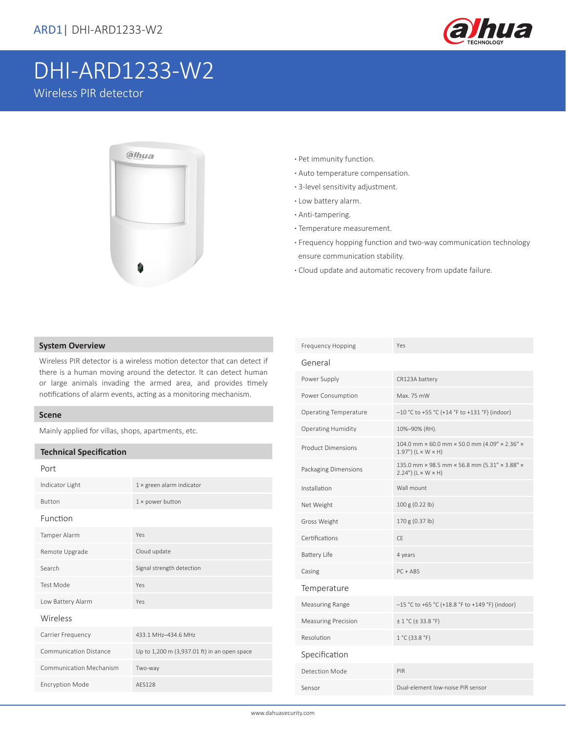# DHI-ARD1233-W2

Wireless PIR detector

- Pet immunity function.
- Auto temperature compensation.
- 3-level sensitivity adjustment.
- Low battery alarm.
- Anti-tampering.
- Temperature measurement.
- Frequency hopping function and two-way communication technology ensure communication stability.
- Cloud update and automatic recovery from update failure.

## System Overview

Wireless PIR detector is a wireless motion detector that can detect if there is a human moving around the detector. It can detect human or large animals invading the armed area, and provides timely notifications of alarm events, acting as a monitoring mechanism.

## Scene

Mainly applied for villas, shops, apartments, etc.

## Technical Specification

### Port

| | |
|---|---|
| Indicator Light | 1 × green alarm indicator |
| Button | 1 × power button |

### Function

| | |
|---|---|
| Tamper Alarm | Yes |
| Remote Upgrade | Cloud update |
| Search | Signal strength detection |
| Test Mode | Yes |
| Low Battery Alarm | Yes |

### Wireless

| | |
|---|---|
| Carrier Frequency | 433.1 MHz–434.6 MHz |
| Communication Distance | Up to 1,200 m (3,937.01 ft) in an open space |
| Communication Mechanism | Two-way |
| Encryption Mode | AES128 |
| Frequency Hopping | Yes |

### General

| | |
|---|---|
| Power Supply | CR123A battery |
| Power Consumption | Max. 75 mW |
| Operating Temperature | –10 °C to +55 °C (+14 °F to +131 °F) (indoor) |
| Operating Humidity | 10%–90% (RH). |
| Product Dimensions | 104.0 mm × 60.0 mm × 50.0 mm (4.09" × 2.36" × 1.97") (L × W × H) |
| Packaging Dimensions | 135.0 mm × 98.5 mm × 56.8 mm (5.31" × 3.88" × 2.24") (L × W × H) |
| Installation | Wall mount |
| Net Weight | 100 g (0.22 lb) |
| Gross Weight | 170 g (0.37 lb) |
| Certifications | CE |
| Battery Life | 4 years |
| Casing | PC + ABS |

### Temperature

| | |
|---|---|
| Measuring Range | –15 °C to +65 °C (+18.8 °F to +149 °F) (indoor) |
| Measuring Precision | ± 1 °C (± 33.8 °F) |
| Resolution | 1 °C (33.8 °F) |

### Specification

| | |
|---|---|
| Detection Mode | PIR |
| Sensor | Dual-element low-noise PIR sensor |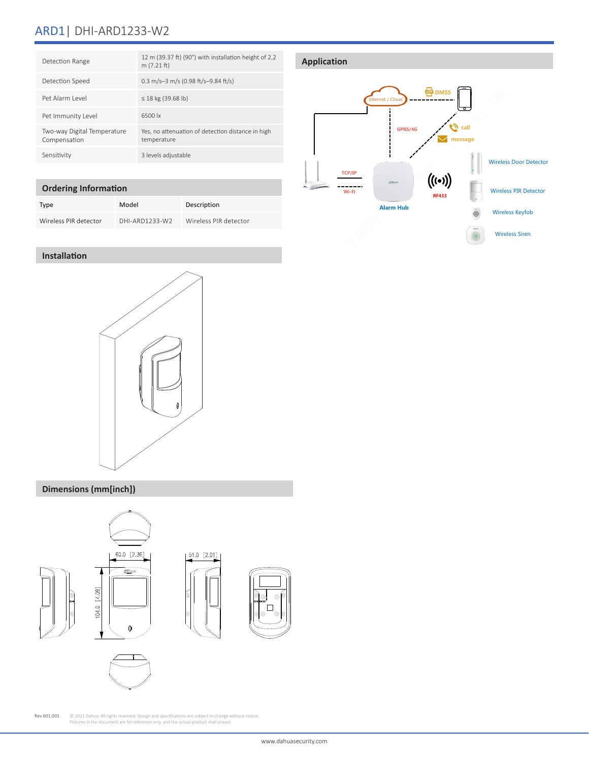# ARD1 | DHI-ARD1233-W2

| | |
|---|---|
| Detection Range | 12 m (39.37 ft) (90°) with installation height of 2.2 m (7.21 ft) |
| Detection Speed | 0.3 m/s–3 m/s (0.98 ft/s–9.84 ft/s) |
| Pet Alarm Level | ≤ 18 kg (39.68 lb) |
| Pet Immunity Level | 6500 lx |
| Two-way Digital Temperature Compensation | Yes, no attenuation of detection distance in high temperature |
| Sensitivity | 3 levels adjustable |

## Ordering Information

| Type | Model | Description |
|---|---|---|
| Wireless PIR detector | DHI-ARD1233-W2 | Wireless PIR detector |

## Installation

## Dimensions (mm[inch])

60.0 [2.36]

51.0 [2.01]

104.0 [4.09]

## Application

Internet / Cloud

DMSS

GPRS/4G

call

message

TCP/IP

Wi-Fi

Alarm Hub

RF433

Wireless Door Detector

Wireless PIR Detector

Wireless Keyfob

Wireless Siren

Rev 001.001 © 2021 Dahua. All rights reserved. Design and specifications are subject to change without notice.
Pictures in the document are for reference only, and the actual product shall prevail.

www.dahuasecurity.com